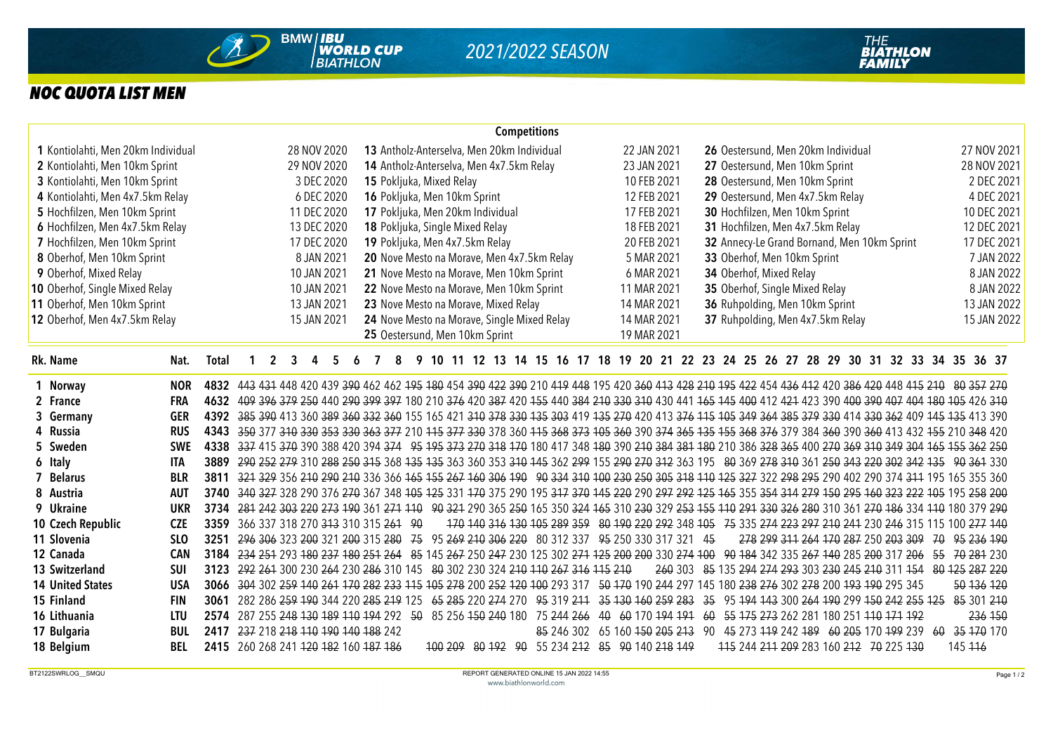# 2021/2022 SEASON

## NOC QUOTA LIST MEN

**Competitions**

| No. | Competition | Date | No. | Competition | Date | No. | Competition | Date |
|---|---|---|---|---|---|---|---|---|
| **1** | Kontiolahti, Men 20km Individual | 28 NOV 2020 | **13** | Antholz-Anterselva, Men 20km Individual | 22 JAN 2021 | **26** | Oestersund, Men 20km Individual | 27 NOV 2021 |
| **2** | Kontiolahti, Men 10km Sprint | 29 NOV 2020 | **14** | Antholz-Anterselva, Men 4x7.5km Relay | 23 JAN 2021 | **27** | Oestersund, Men 10km Sprint | 28 NOV 2021 |
| **3** | Kontiolahti, Men 10km Sprint | 3 DEC 2020 | **15** | Pokljuka, Mixed Relay | 10 FEB 2021 | **28** | Oestersund, Men 10km Sprint | 2 DEC 2021 |
| **4** | Kontiolahti, Men 4x7.5km Relay | 6 DEC 2020 | **16** | Pokljuka, Men 10km Sprint | 12 FEB 2021 | **29** | Oestersund, Men 4x7.5km Relay | 4 DEC 2021 |
| **5** | Hochfilzen, Men 10km Sprint | 11 DEC 2020 | **17** | Pokljuka, Men 20km Individual | 17 FEB 2021 | **30** | Hochfilzen, Men 10km Sprint | 10 DEC 2021 |
| **6** | Hochfilzen, Men 4x7.5km Relay | 13 DEC 2020 | **18** | Pokljuka, Single Mixed Relay | 18 FEB 2021 | **31** | Hochfilzen, Men 4x7.5km Relay | 12 DEC 2021 |
| **7** | Hochfilzen, Men 10km Sprint | 17 DEC 2020 | **19** | Pokljuka, Men 4x7.5km Relay | 20 FEB 2021 | **32** | Annecy-Le Grand Bornand, Men 10km Sprint | 17 DEC 2021 |
| **8** | Oberhof, Men 10km Sprint | 8 JAN 2021 | **20** | Nove Mesto na Morave, Men 4x7.5km Relay | 5 MAR 2021 | **33** | Oberhof, Men 10km Sprint | 7 JAN 2022 |
| **9** | Oberhof, Mixed Relay | 10 JAN 2021 | **21** | Nove Mesto na Morave, Men 10km Sprint | 6 MAR 2021 | **34** | Oberhof, Mixed Relay | 8 JAN 2022 |
| **10** | Oberhof, Single Mixed Relay | 10 JAN 2021 | **22** | Nove Mesto na Morave, Men 10km Sprint | 11 MAR 2021 | **35** | Oberhof, Single Mixed Relay | 8 JAN 2022 |
| **11** | Oberhof, Men 10km Sprint | 13 JAN 2021 | **23** | Nove Mesto na Morave, Mixed Relay | 14 MAR 2021 | **36** | Ruhpolding, Men 10km Sprint | 13 JAN 2022 |
| **12** | Oberhof, Men 4x7.5km Relay | 15 JAN 2021 | **24** | Nove Mesto na Morave, Single Mixed Relay | 14 MAR 2021 | **37** | Ruhpolding, Men 4x7.5km Relay | 15 JAN 2022 |
| | | | **25** | Oestersund, Men 10km Sprint | 19 MAR 2021 | | | |

| Rk. | Name | Nat. | Total | 1 | 2 | 3 | 4 | 5 | 6 | 7 | 8 | 9 | 10 | 11 | 12 | 13 | 14 | 15 | 16 | 17 | 18 | 19 | 20 | 21 | 22 | 23 | 24 | 25 | 26 | 27 | 28 | 29 | 30 | 31 | 32 | 33 | 34 | 35 | 36 | 37 |
|---|---|---|---|---|---|---|---|---|---|---|---|---|---|---|---|---|---|---|---|---|---|---|---|---|---|---|---|---|---|---|---|---|---|---|---|---|---|---|---|---|
| 1 | **Norway** | **NOR** | **4832** | ~~443~~ | ~~431~~ | 448 | 420 | 439 | ~~390~~ | 462 | 462 | ~~195~~ | ~~180~~ | 454 | ~~390~~ | 422 | ~~390~~ | 210 | ~~419~~ | 448 | 195 | 420 | ~~360~~ | ~~413~~ | 428 | ~~210~~ | ~~195~~ | 422 | 454 | ~~436~~ | ~~412~~ | 420 | ~~386~~ | ~~420~~ | 448 | ~~415~~ | ~~210~~ | ~~80~~ | ~~357~~ | ~~270~~ |
| 2 | **France** | **FRA** | **4632** | ~~409~~ | ~~396~~ | ~~379~~ | ~~250~~ | 440 | ~~290~~ | ~~399~~ | ~~397~~ | 180 | 210 | ~~376~~ | 420 | ~~387~~ | 420 | ~~155~~ | 440 | ~~384~~ | ~~210~~ | ~~330~~ | ~~310~~ | 430 | 441 | ~~165~~ | ~~145~~ | ~~400~~ | 412 | ~~421~~ | 423 | 390 | ~~400~~ | ~~390~~ | ~~407~~ | ~~404~~ | ~~180~~ | ~~105~~ | 426 | ~~310~~ |
| 3 | **Germany** | **GER** | **4392** | ~~385~~ | ~~390~~ | 413 | 360 | ~~389~~ | ~~360~~ | ~~332~~ | ~~360~~ | 155 | 165 | 421 | ~~310~~ | ~~378~~ | ~~330~~ | ~~135~~ | ~~303~~ | 419 | ~~135~~ | ~~270~~ | 420 | 413 | ~~376~~ | ~~115~~ | ~~105~~ | ~~349~~ | ~~364~~ | ~~385~~ | ~~379~~ | ~~330~~ | 414 | ~~330~~ | ~~362~~ | 409 | ~~145~~ | ~~135~~ | 413 | 390 |
| 4 | **Russia** | **RUS** | **4343** | ~~350~~ | 377 | ~~310~~ | ~~330~~ | ~~353~~ | ~~330~~ | ~~363~~ | ~~377~~ | 210 | ~~115~~ | ~~377~~ | ~~330~~ | 378 | 360 | ~~115~~ | ~~368~~ | ~~373~~ | ~~105~~ | ~~360~~ | 390 | ~~374~~ | ~~365~~ | ~~135~~ | ~~155~~ | ~~368~~ | ~~376~~ | 379 | 384 | ~~360~~ | 390 | ~~360~~ | 413 | 432 | ~~155~~ | 210 | ~~348~~ | 420 |
| 5 | **Sweden** | **SWE** | **4338** | ~~337~~ | 415 | ~~370~~ | 390 | 388 | 420 | 394 | ~~374~~ | ~~95~~ | ~~195~~ | ~~373~~ | ~~270~~ | ~~318~~ | ~~170~~ | 180 | 417 | 348 | ~~180~~ | 390 | ~~210~~ | ~~384~~ | ~~381~~ | ~~180~~ | 210 | 386 | ~~328~~ | ~~365~~ | 400 | ~~270~~ | ~~369~~ | ~~310~~ | ~~349~~ | ~~304~~ | ~~165~~ | ~~155~~ | 362 | ~~250~~ |
| 6 | **Italy** | **ITA** | **3889** | ~~290~~ | ~~252~~ | ~~279~~ | 310 | ~~288~~ | ~~250~~ | ~~315~~ | 368 | ~~135~~ | ~~135~~ | 363 | 360 | 353 | ~~310~~ | ~~145~~ | 362 | ~~299~~ | 155 | ~~290~~ | ~~270~~ | ~~312~~ | 363 | 195 | ~~80~~ | 369 | ~~278~~ | ~~310~~ | 361 | ~~250~~ | ~~343~~ | ~~220~~ | ~~302~~ | ~~342~~ | ~~135~~ | ~~90~~ | ~~361~~ | 330 |
| 7 | **Belarus** | **BLR** | **3811** | ~~321~~ | ~~329~~ | 356 | ~~210~~ | ~~290~~ | ~~210~~ | 336 | 366 | ~~165~~ | ~~155~~ | ~~267~~ | ~~160~~ | ~~306~~ | ~~190~~ | ~~90~~ | ~~334~~ | ~~310~~ | ~~100~~ | ~~230~~ | ~~250~~ | ~~305~~ | ~~318~~ | ~~110~~ | ~~125~~ | ~~327~~ | 322 | ~~298~~ | ~~295~~ | 290 | 402 | 290 | 374 | ~~311~~ | 195 | 165 | 355 | 360 |
| 8 | **Austria** | **AUT** | **3740** | ~~340~~ | ~~327~~ | 328 | 290 | 376 | ~~270~~ | 367 | 348 | ~~105~~ | ~~125~~ | 331 | ~~170~~ | 375 | 290 | 195 | ~~317~~ | ~~370~~ | ~~145~~ | ~~220~~ | 290 | ~~297~~ | ~~292~~ | ~~125~~ | ~~165~~ | 355 | ~~354~~ | ~~314~~ | ~~279~~ | ~~150~~ | ~~295~~ | ~~160~~ | ~~323~~ | ~~222~~ | ~~105~~ | 195 | ~~258~~ | ~~200~~ |
| 9 | **Ukraine** | **UKR** | **3734** | ~~281~~ | ~~242~~ | ~~303~~ | ~~220~~ | ~~273~~ | ~~190~~ | 361 | ~~271~~ | ~~110~~ | ~~90~~ | ~~321~~ | 290 | 365 | ~~250~~ | 165 | 350 | ~~324~~ | ~~165~~ | 310 | | 329 | ~~253~~ | ~~155~~ | ~~110~~ | ~~291~~ | ~~330~~ | ~~326~~ | ~~280~~ | 310 | 361 | ~~270~~ | ~~186~~ | 334 | ~~110~~ | 180 | 379 | ~~290~~ |
| 10 | **Czech Republic** | **CZE** | **3359** | 366 | 337 | 318 | 270 | ~~313~~ | 310 | 315 | ~~261~~ | ~~90~~ | | ~~170~~ | ~~140~~ | ~~316~~ | ~~130~~ | ~~105~~ | ~~289~~ | ~~359~~ | ~~80~~ | ~~190~~ | ~~220~~ | ~~292~~ | 348 | ~~105~~ | ~~75~~ | 335 | ~~274~~ | ~~223~~ | ~~297~~ | ~~210~~ | ~~241~~ | 230 | ~~246~~ | 315 | 115 | 100 | ~~277~~ | ~~140~~ |
| 11 | **Slovenia** | **SLO** | **3251** | ~~296~~ | ~~306~~ | 323 | ~~200~~ | 321 | ~~200~~ | 315 | ~~280~~ | ~~75~~ | 95 | ~~269~~ | ~~210~~ | ~~306~~ | ~~220~~ | 80 | 312 | 337 | ~~95~~ | 250 | 330 | 317 | 321 | ~~45~~ | | ~~278~~ | ~~299~~ | ~~311~~ | ~~264~~ | ~~170~~ | ~~287~~ | 250 | ~~203~~ | ~~309~~ | ~~70~~ | ~~95~~ | ~~236~~ | ~~190~~ |
| 12 | **Canada** | **CAN** | **3184** | ~~234~~ | ~~251~~ | 293 | ~~180~~ | ~~237~~ | ~~180~~ | ~~251~~ | ~~264~~ | ~~85~~ | 145 | ~~267~~ | 250 | ~~247~~ | 230 | 125 | 302 | ~~271~~ | ~~125~~ | ~~200~~ | ~~200~~ | 330 | ~~274~~ | ~~100~~ | ~~90~~ | ~~184~~ | 342 | 335 | ~~267~~ | ~~140~~ | 285 | ~~200~~ | 317 | ~~206~~ | ~~55~~ | ~~70~~ | ~~281~~ | 230 |
| 13 | **Switzerland** | **SUI** | **3123** | ~~292~~ | ~~261~~ | 300 | 230 | ~~264~~ | 230 | ~~286~~ | 310 | 145 | ~~80~~ | 302 | 230 | 324 | ~~210~~ | ~~110~~ | ~~267~~ | ~~316~~ | ~~115~~ | ~~210~~ | | ~~260~~ | 303 | ~~85~~ | 135 | ~~294~~ | ~~274~~ | ~~293~~ | 303 | ~~230~~ | ~~245~~ | ~~210~~ | 311 | ~~154~~ | 80 | ~~125~~ | ~~287~~ | ~~220~~ |
| 14 | **United States** | **USA** | **3066** | ~~304~~ | 302 | ~~259~~ | ~~140~~ | ~~261~~ | ~~170~~ | ~~282~~ | ~~233~~ | ~~115~~ | ~~105~~ | ~~278~~ | 200 | ~~252~~ | ~~120~~ | ~~100~~ | 293 | 317 | ~~50~~ | ~~170~~ | 190 | ~~244~~ | 297 | 145 | 180 | ~~238~~ | ~~276~~ | 302 | ~~278~~ | 200 | ~~193~~ | ~~190~~ | 295 | 345 | | ~~50~~ | ~~136~~ | ~~120~~ |
| 15 | **Finland** | **FIN** | **3061** | 282 | 286 | ~~259~~ | ~~190~~ | 344 | 220 | ~~285~~ | ~~219~~ | 125 | ~~65~~ | ~~285~~ | 220 | ~~274~~ | 270 | ~~95~~ | 319 | ~~211~~ | ~~35~~ | ~~130~~ | ~~160~~ | ~~259~~ | ~~283~~ | ~~35~~ | 95 | ~~194~~ | ~~143~~ | 300 | ~~264~~ | ~~190~~ | 299 | ~~150~~ | ~~242~~ | ~~255~~ | ~~125~~ | 85 | 301 | ~~210~~ |
| 16 | **Lithuania** | **LTU** | **2574** | 287 | 255 | ~~248~~ | ~~130~~ | ~~189~~ | ~~110~~ | ~~194~~ | 292 | ~~50~~ | 85 | 256 | ~~150~~ | ~~240~~ | 180 | 75 | ~~244~~ | ~~266~~ | ~~40~~ | ~~60~~ | 170 | ~~194~~ | ~~191~~ | ~~60~~ | ~~55~~ | ~~175~~ | ~~273~~ | 262 | 281 | 180 | 251 | ~~110~~ | ~~171~~ | ~~192~~ | | | 236 | ~~150~~ |
| 17 | **Bulgaria** | **BUL** | **2417** | ~~237~~ | 218 | ~~218~~ | ~~110~~ | ~~190~~ | ~~140~~ | ~~188~~ | 242 | | | | | | | 85 | 246 | 302 | 65 | 160 | ~~150~~ | ~~205~~ | ~~213~~ | 90 | 45 | 273 | ~~119~~ | 242 | ~~189~~ | ~~60~~ | ~~205~~ | 170 | ~~199~~ | 239 | 60 | 35 | ~~170~~ | 170 |
| 18 | **Belgium** | **BEL** | **2415** | 260 | 268 | 241 | ~~120~~ | ~~182~~ | 160 | ~~187~~ | ~~186~~ | | ~~100~~ | ~~209~~ | ~~80~~ | ~~192~~ | ~~90~~ | 55 | 234 | ~~212~~ | 85 | ~~90~~ | 140 | ~~218~~ | ~~149~~ | | ~~115~~ | 244 | ~~211~~ | ~~209~~ | 283 | 160 | ~~212~~ | ~~70~~ | 225 | ~~130~~ | | 145 | ~~116~~ | |

BT2122SWRLOG__SMQU

REPORT GENERATED ONLINE 15 JAN 2022 14:55

www.biathlonworld.com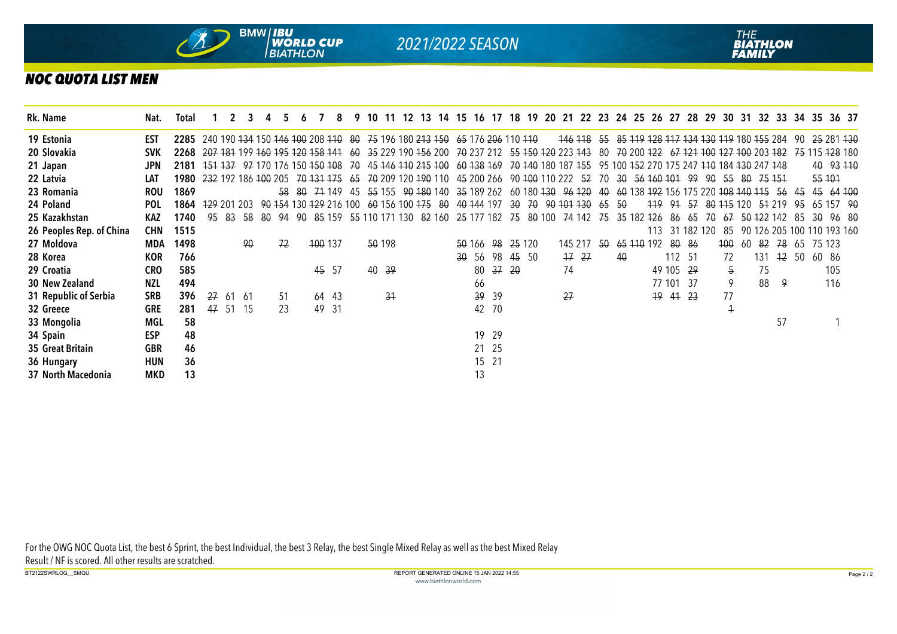## NOC QUOTA LIST MEN

| Rk. Name | Nat. | Total | 1 | 2 | 3 | 4 | 5 | 6 | 7 | 8 | 9 | 10 | 11 | 12 | 13 | 14 | 15 | 16 | 17 | 18 | 19 | 20 | 21 | 22 | 23 | 24 | 25 | 26 | 27 | 28 | 29 | 30 | 31 | 32 | 33 | 34 | 35 | 36 | 37 |
|---|---|---|---|---|---|---|---|---|---|---|---|---|---|---|---|---|---|---|---|---|---|---|---|---|---|---|---|---|---|---|---|---|---|---|---|---|---|---|---|
| 19 Estonia | EST | 2285 | 240 | 190 | ~~134~~ | 150 | ~~146~~ | ~~100~~ | 208 | ~~110~~ | ~~80~~ | ~~75~~ | 196 | 180 | ~~213~~ | ~~150~~ | ~~65~~ | 176 | ~~206~~ | 110 | ~~110~~ | | ~~146~~ | ~~118~~ | ~~55~~ | ~~85~~ | ~~119~~ | ~~128~~ | ~~117~~ | ~~134~~ | ~~130~~ | ~~119~~ | 180 | ~~155~~ | 284 | ~~90~~ | ~~25~~ | 281 | ~~130~~ |
| 20 Slovakia | SVK | 2268 | ~~207~~ | ~~181~~ | 199 | ~~160~~ | ~~195~~ | ~~120~~ | ~~158~~ | ~~141~~ | ~~60~~ | ~~35~~ | 229 | 190 | ~~156~~ | 200 | ~~70~~ | 237 | 212 | ~~55~~ | ~~150~~ | ~~120~~ | 223 | ~~143~~ | ~~80~~ | ~~70~~ | 200 | ~~122~~ | ~~67~~ | ~~121~~ | ~~100~~ | ~~127~~ | ~~100~~ | 203 | ~~182~~ | ~~75~~ | 115 | ~~128~~ | 180 |
| 21 Japan | JPN | 2181 | ~~151~~ | ~~137~~ | ~~97~~ | 170 | 176 | 150 | ~~150~~ | ~~108~~ | ~~70~~ | ~~45~~ | ~~146~~ | ~~110~~ | ~~215~~ | ~~100~~ | ~~60~~ | ~~138~~ | ~~169~~ | ~~70~~ | ~~140~~ | 180 | 187 | ~~155~~ | 95 | 100 | ~~152~~ | 270 | 175 | 247 | ~~110~~ | 184 | ~~130~~ | 247 | ~~148~~ | | 40 | ~~93~~ | ~~110~~ |
| 22 Latvia | LAT | 1980 | ~~232~~ | 192 | 186 | ~~100~~ | 205 | ~~70~~ | ~~131~~ | ~~175~~ | ~~65~~ | ~~70~~ | 209 | 120 | ~~190~~ | 110 | ~~45~~ | 200 | 266 | 90 | ~~100~~ | 110 | 222 | ~~52~~ | 70 | ~~30~~ | ~~56~~ | ~~160~~ | ~~101~~ | ~~99~~ | ~~90~~ | ~~55~~ | ~~80~~ | ~~75~~ | ~~151~~ | | ~~55~~ | ~~101~~ | |
| 23 Romania | ROU | 1869 | | | | | 58 | 80 | ~~71~~ | 149 | 45 | ~~55~~ | 155 | ~~90~~ | ~~180~~ | 140 | ~~35~~ | 189 | 262 | 60 | 180 | ~~130~~ | ~~96~~ | ~~120~~ | ~~40~~ | ~~60~~ | 138 | ~~192~~ | 156 | 175 | 220 | ~~108~~ | ~~140~~ | ~~115~~ | ~~56~~ | ~~45~~ | 45 | ~~64~~ | ~~100~~ |
| 24 Poland | POL | 1864 | ~~129~~ | 201 | 203 | ~~90~~ | ~~154~~ | 130 | ~~129~~ | 216 | 100 | ~~60~~ | 156 | 100 | ~~175~~ | ~~80~~ | ~~40~~ | ~~144~~ | 197 | ~~30~~ | ~~70~~ | ~~90~~ | ~~101~~ | ~~130~~ | ~~65~~ | ~~50~~ | | ~~119~~ | ~~91~~ | ~~57~~ | ~~80~~ | ~~115~~ | 120 | ~~51~~ | 219 | ~~95~~ | 65 | 157 | ~~90~~ |
| 25 Kazakhstan | KAZ | 1740 | ~~95~~ | ~~83~~ | ~~58~~ | ~~80~~ | ~~94~~ | ~~90~~ | ~~85~~ | 159 | ~~55~~ | 110 | 171 | 130 | ~~82~~ | 160 | ~~25~~ | 177 | 182 | ~~75~~ | ~~80~~ | 100 | ~~74~~ | 142 | ~~75~~ | ~~35~~ | 182 | ~~126~~ | ~~86~~ | ~~65~~ | ~~70~~ | ~~67~~ | ~~50~~ | ~~122~~ | 142 | 85 | ~~30~~ | ~~96~~ | ~~80~~ |
| 26 Peoples Rep. of China | CHN | 1515 | | | | | | | | | | | | | | | | | | | | | | | | | | 113 | 31 | 182 | 120 | 85 | 90 | 126 | 205 | 100 | 110 | 193 | 160 |
| 27 Moldova | MDA | 1498 | | | | ~~90~~ | ~~72~~ | | ~~100~~ | 137 | | ~~50~~ | 198 | | | | ~~50~~ | 166 | ~~98~~ | ~~25~~ | 120 | | 145 | 217 | ~~50~~ | ~~65~~ | ~~110~~ | 192 | | ~~80~~ | ~~86~~ | ~~100~~ | 60 | ~~82~~ | ~~78~~ | 65 | 75 | 123 | |
| 28 Korea | KOR | 766 | | | | | | | | | | | | | | | ~~30~~ | 56 | 98 | ~~45~~ | 50 | | ~~17~~ | ~~27~~ | | ~~40~~ | | | 112 | 51 | | 72 | | 131 | ~~12~~ | 50 | 60 | 86 | |
| 29 Croatia | CRO | 585 | | | | | | | 45 | 57 | | 40 | ~~39~~ | | | | | 80 | ~~37~~ | ~~20~~ | | | 74 | | | | | 49 | 105 | ~~29~~ | | ~~5~~ | | 75 | | | | 105 | |
| 30 New Zealand | NZL | 494 | | | | | | | | | | | | | | | | 66 | | | | | | | | | | 77 | 101 | 37 | | 9 | | 88 | ~~9~~ | | | 116 | |
| 31 Republic of Serbia | SRB | 396 | ~~27~~ | 61 | 61 | | 51 | | 64 | 43 | | | ~~31~~ | | | | | ~~39~~ | 39 | | | | ~~27~~ | | | | | ~~19~~ | ~~41~~ | ~~23~~ | | 77 | | | | | | | |
| 32 Greece | GRE | 281 | ~~47~~ | 51 | 15 | | 23 | | 49 | 31 | | | | | | | | 42 | 70 | | | | | | | | | | | | | ~~1~~ | | | | | | | |
| 33 Mongolia | MGL | 58 | | | | | | | | | | | | | | | | | | | | | | | | | | | | | | | | | 57 | | | 1 | |
| 34 Spain | ESP | 48 | | | | | | | | | | | | | | | | 19 | 29 | | | | | | | | | | | | | | | | | | | | |
| 35 Great Britain | GBR | 46 | | | | | | | | | | | | | | | | 21 | 25 | | | | | | | | | | | | | | | | | | | | |
| 36 Hungary | HUN | 36 | | | | | | | | | | | | | | | | 15 | 21 | | | | | | | | | | | | | | | | | | | | |
| 37 North Macedonia | MKD | 13 | | | | | | | | | | | | | | | | 13 | | | | | | | | | | | | | | | | | | | | | |

For the OWG NOC Quota List, the best 6 Sprint, the best Individual, the best 3 Relay, the best Single Mixed Relay as well as the best Mixed Relay Result / NF is scored. All other results are scratched.